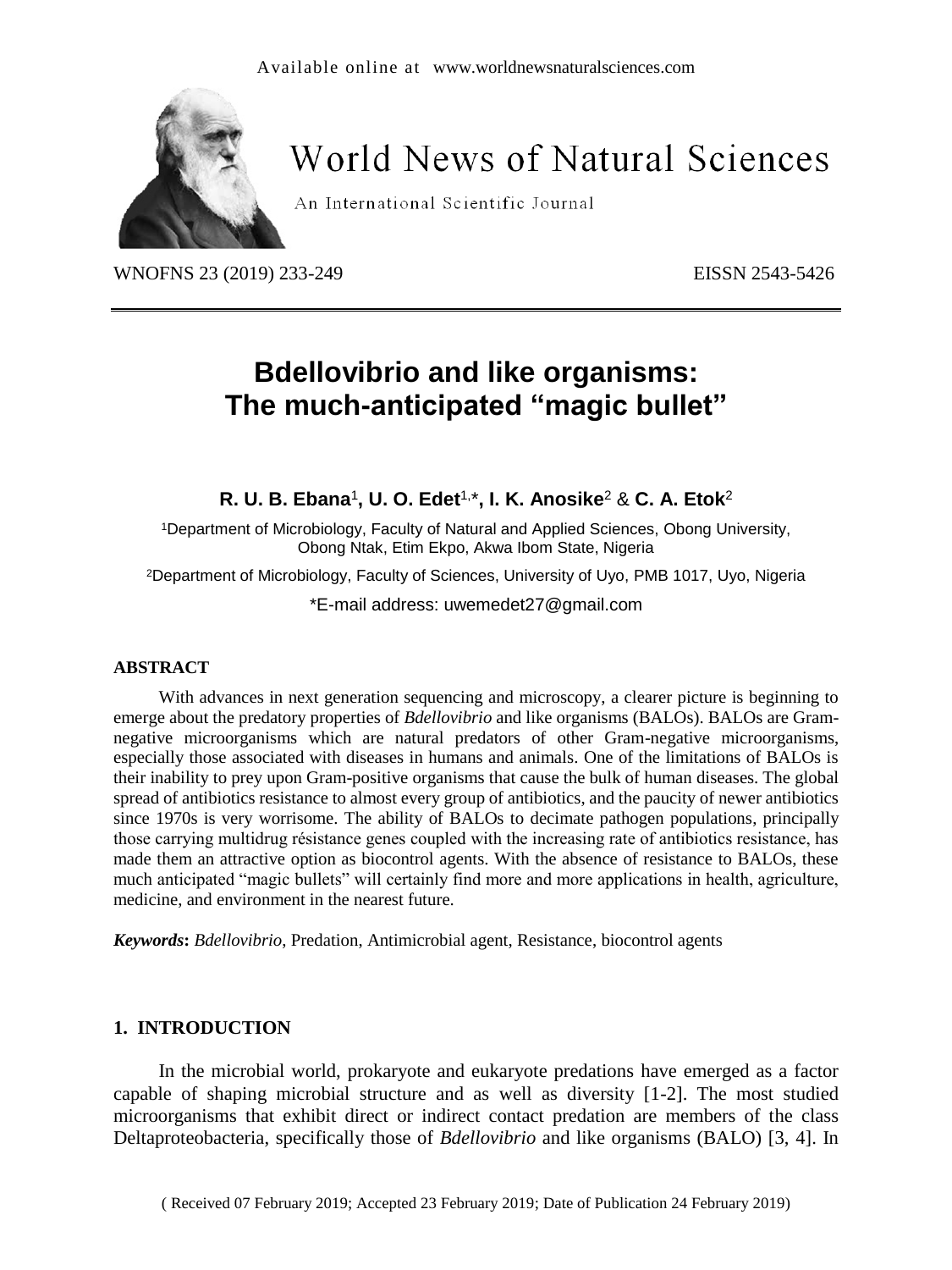Available online at www.worldnewsnaturalsciences.com

# World News of Natural Sciences

An International Scientific Journal

WNOFNS 23 (2019) 233-249 EISSN 2543-5426

# Bdellovibrio and like organisms: The much-anticipated "magic bullet"

**R. U. B. Ebana**[1], **U. O. Edet**[1,*], **I. K. Anosike**[2] & **C. A. Etok**[2]

[1]Department of Microbiology, Faculty of Natural and Applied Sciences, Obong University, Obong Ntak, Etim Ekpo, Akwa Ibom State, Nigeria

[2]Department of Microbiology, Faculty of Sciences, University of Uyo, PMB 1017, Uyo, Nigeria

*E-mail address: uwemedet27@gmail.com

## ABSTRACT

With advances in next generation sequencing and microscopy, a clearer picture is beginning to emerge about the predatory properties of *Bdellovibrio* and like organisms (BALOs). BALOs are Gram-negative microorganisms which are natural predators of other Gram-negative microorganisms, especially those associated with diseases in humans and animals. One of the limitations of BALOs is their inability to prey upon Gram-positive organisms that cause the bulk of human diseases. The global spread of antibiotics resistance to almost every group of antibiotics, and the paucity of newer antibiotics since 1970s is very worrisome. The ability of BALOs to decimate pathogen populations, principally those carrying multidrug résistance genes coupled with the increasing rate of antibiotics resistance, has made them an attractive option as biocontrol agents. With the absence of resistance to BALOs, these much anticipated "magic bullets" will certainly find more and more applications in health, agriculture, medicine, and environment in the nearest future.

***Keywords*:** *Bdellovibrio*, Predation, Antimicrobial agent, Resistance, biocontrol agents

## 1. INTRODUCTION

In the microbial world, prokaryote and eukaryote predations have emerged as a factor capable of shaping microbial structure and as well as diversity [1-2]. The most studied microorganisms that exhibit direct or indirect contact predation are members of the class Deltaproteobacteria, specifically those of *Bdellovibrio* and like organisms (BALO) [3, 4]. In

( Received 07 February 2019; Accepted 23 February 2019; Date of Publication 24 February 2019)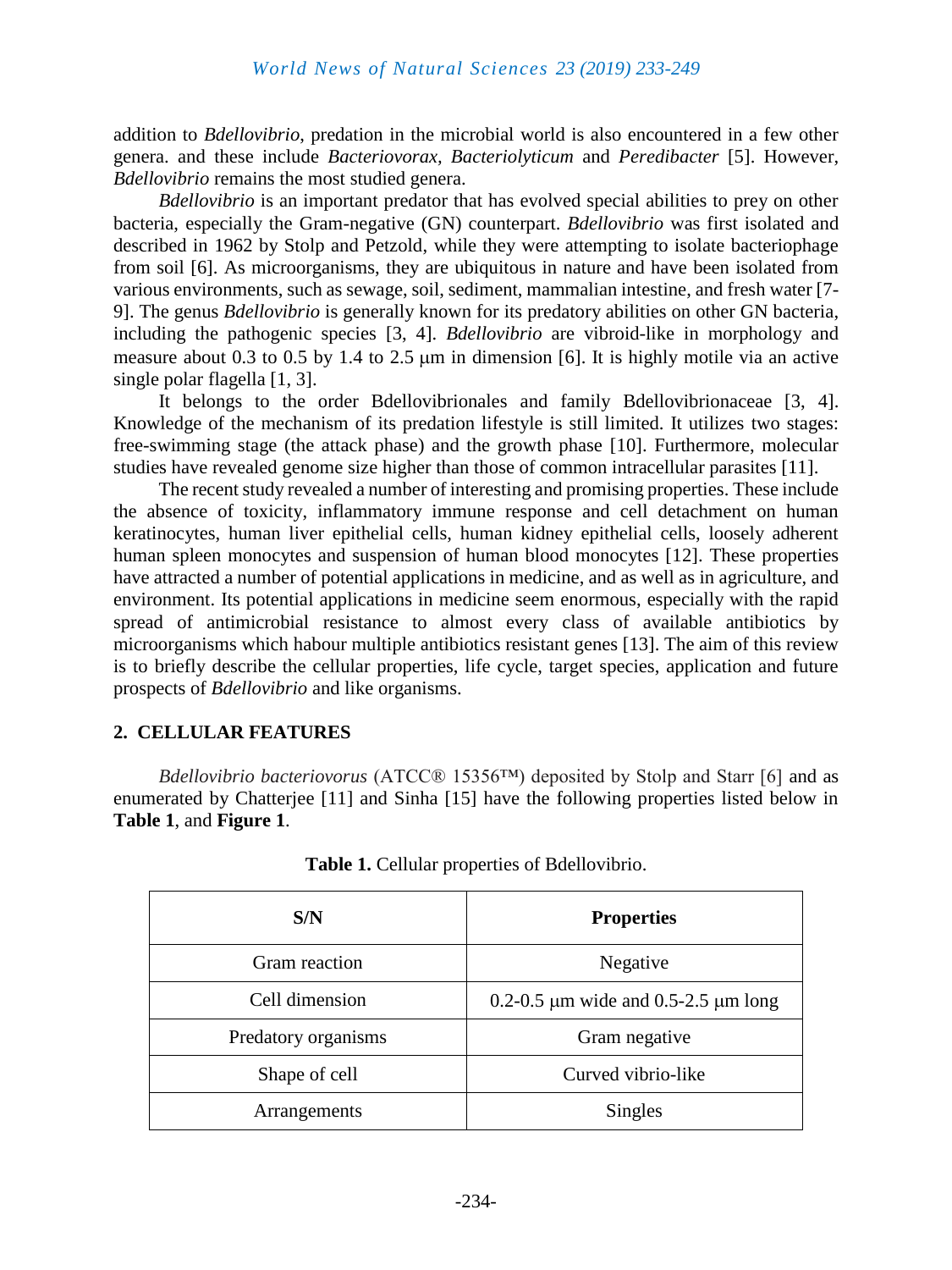addition to *Bdellovibrio*, predation in the microbial world is also encountered in a few other genera. and these include *Bacteriovorax*, *Bacteriolyticum* and *Peredibacter* [5]. However, *Bdellovibrio* remains the most studied genera.

*Bdellovibrio* is an important predator that has evolved special abilities to prey on other bacteria, especially the Gram-negative (GN) counterpart. *Bdellovibrio* was first isolated and described in 1962 by Stolp and Petzold, while they were attempting to isolate bacteriophage from soil [6]. As microorganisms, they are ubiquitous in nature and have been isolated from various environments, such as sewage, soil, sediment, mammalian intestine, and fresh water [7-9]. The genus *Bdellovibrio* is generally known for its predatory abilities on other GN bacteria, including the pathogenic species [3, 4]. *Bdellovibrio* are vibroid-like in morphology and measure about 0.3 to 0.5 by 1.4 to 2.5 μm in dimension [6]. It is highly motile via an active single polar flagella [1, 3].

It belongs to the order Bdellovibrionales and family Bdellovibrionaceae [3, 4]. Knowledge of the mechanism of its predation lifestyle is still limited. It utilizes two stages: free-swimming stage (the attack phase) and the growth phase [10]. Furthermore, molecular studies have revealed genome size higher than those of common intracellular parasites [11].

The recent study revealed a number of interesting and promising properties. These include the absence of toxicity, inflammatory immune response and cell detachment on human keratinocytes, human liver epithelial cells, human kidney epithelial cells, loosely adherent human spleen monocytes and suspension of human blood monocytes [12]. These properties have attracted a number of potential applications in medicine, and as well as in agriculture, and environment. Its potential applications in medicine seem enormous, especially with the rapid spread of antimicrobial resistance to almost every class of available antibiotics by microorganisms which habour multiple antibiotics resistant genes [13]. The aim of this review is to briefly describe the cellular properties, life cycle, target species, application and future prospects of *Bdellovibrio* and like organisms.

## 2. CELLULAR FEATURES

*Bdellovibrio bacteriovorus* (ATCC® 15356™) deposited by Stolp and Starr [6] and as enumerated by Chatterjee [11] and Sinha [15] have the following properties listed below in **Table 1**, and **Figure 1**.

**Table 1.** Cellular properties of Bdellovibrio.

| S/N | Properties |
|---|---|
| Gram reaction | Negative |
| Cell dimension | 0.2-0.5 μm wide and 0.5-2.5 μm long |
| Predatory organisms | Gram negative |
| Shape of cell | Curved vibrio-like |
| Arrangements | Singles |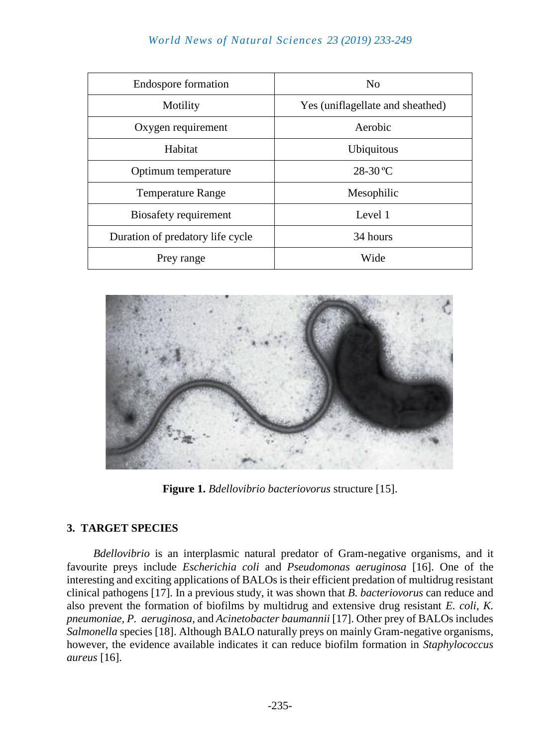| Endospore formation | No |
|---|---|
| Motility | Yes (uniflagellate and sheathed) |
| Oxygen requirement | Aerobic |
| Habitat | Ubiquitous |
| Optimum temperature | 28-30 ºC |
| Temperature Range | Mesophilic |
| Biosafety requirement | Level 1 |
| Duration of predatory life cycle | 34 hours |
| Prey range | Wide |

**Figure 1.** *Bdellovibrio bacteriovorus* structure [15].

## 3. TARGET SPECIES

*Bdellovibrio* is an interplasmic natural predator of Gram-negative organisms, and it favourite preys include *Escherichia coli* and *Pseudomonas aeruginosa* [16]. One of the interesting and exciting applications of BALOs is their efficient predation of multidrug resistant clinical pathogens [17]. In a previous study, it was shown that *B. bacteriovorus* can reduce and also prevent the formation of biofilms by multidrug and extensive drug resistant *E. coli*, *K. pneumoniae, P. aeruginosa*, and *Acinetobacter baumannii* [17]. Other prey of BALOs includes *Salmonella* species [18]. Although BALO naturally preys on mainly Gram-negative organisms, however, the evidence available indicates it can reduce biofilm formation in *Staphylococcus aureus* [16].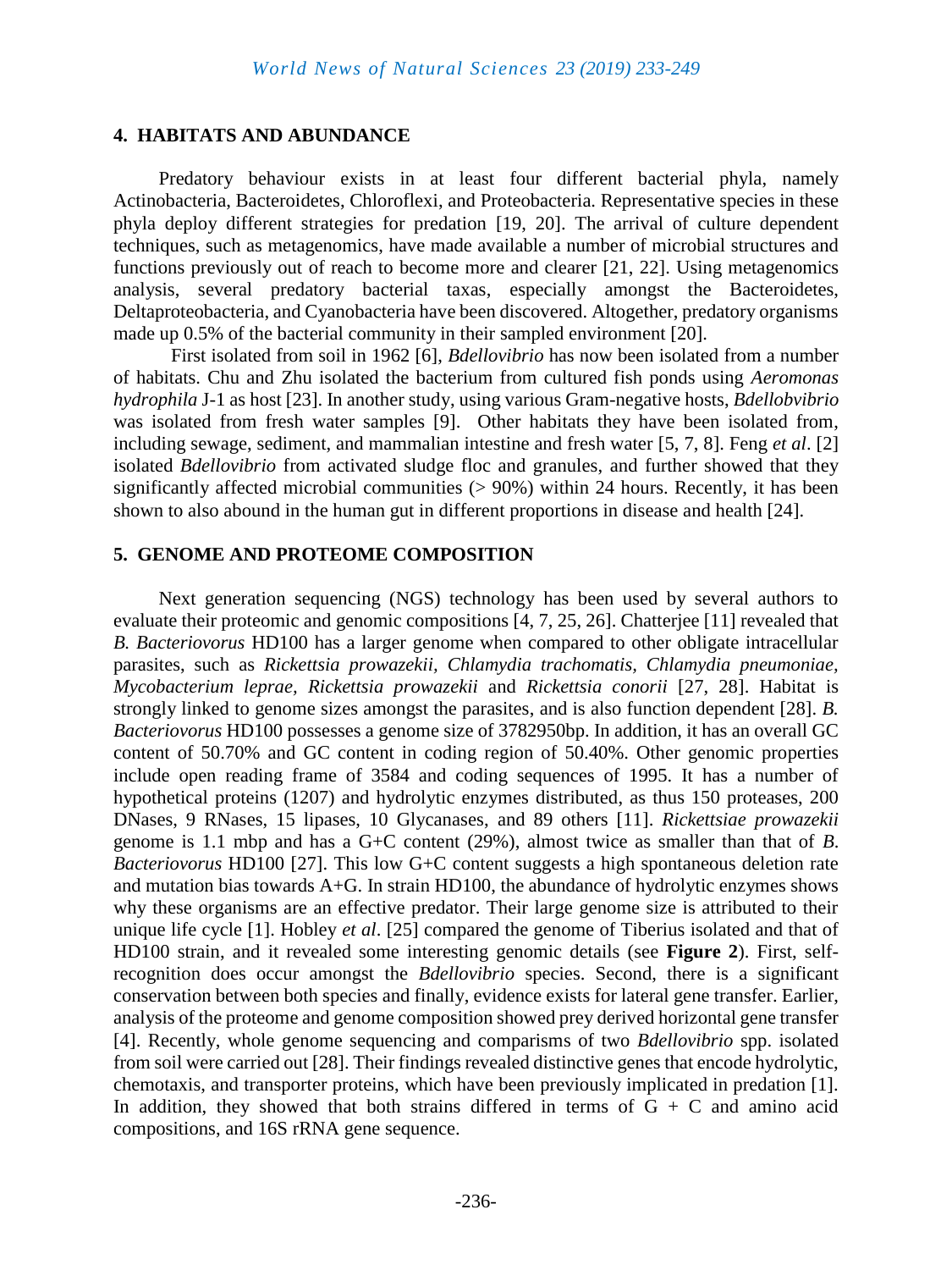## 4. HABITATS AND ABUNDANCE

Predatory behaviour exists in at least four different bacterial phyla, namely Actinobacteria, Bacteroidetes, Chloroflexi, and Proteobacteria. Representative species in these phyla deploy different strategies for predation [19, 20]. The arrival of culture dependent techniques, such as metagenomics, have made available a number of microbial structures and functions previously out of reach to become more and clearer [21, 22]. Using metagenomics analysis, several predatory bacterial taxas, especially amongst the Bacteroidetes, Deltaproteobacteria, and Cyanobacteria have been discovered. Altogether, predatory organisms made up 0.5% of the bacterial community in their sampled environment [20].

First isolated from soil in 1962 [6], *Bdellovibrio* has now been isolated from a number of habitats. Chu and Zhu isolated the bacterium from cultured fish ponds using *Aeromonas hydrophila* J-1 as host [23]. In another study, using various Gram-negative hosts, *Bdellobvibrio* was isolated from fresh water samples [9]. Other habitats they have been isolated from, including sewage, sediment, and mammalian intestine and fresh water [5, 7, 8]. Feng *et al*. [2] isolated *Bdellovibrio* from activated sludge floc and granules, and further showed that they significantly affected microbial communities (> 90%) within 24 hours. Recently, it has been shown to also abound in the human gut in different proportions in disease and health [24].

## 5. GENOME AND PROTEOME COMPOSITION

Next generation sequencing (NGS) technology has been used by several authors to evaluate their proteomic and genomic compositions [4, 7, 25, 26]. Chatterjee [11] revealed that *B. Bacteriovorus* HD100 has a larger genome when compared to other obligate intracellular parasites, such as *Rickettsia prowazekii*, *Chlamydia trachomatis*, *Chlamydia pneumoniae*, *Mycobacterium leprae*, *Rickettsia prowazekii* and *Rickettsia conorii* [27, 28]. Habitat is strongly linked to genome sizes amongst the parasites, and is also function dependent [28]. *B. Bacteriovorus* HD100 possesses a genome size of 3782950bp. In addition, it has an overall GC content of 50.70% and GC content in coding region of 50.40%. Other genomic properties include open reading frame of 3584 and coding sequences of 1995. It has a number of hypothetical proteins (1207) and hydrolytic enzymes distributed, as thus 150 proteases, 200 DNases, 9 RNases, 15 lipases, 10 Glycanases, and 89 others [11]. *Rickettsiae prowazekii* genome is 1.1 mbp and has a G+C content (29%), almost twice as smaller than that of *B. Bacteriovorus* HD100 [27]. This low G+C content suggests a high spontaneous deletion rate and mutation bias towards A+G. In strain HD100, the abundance of hydrolytic enzymes shows why these organisms are an effective predator. Their large genome size is attributed to their unique life cycle [1]. Hobley *et al*. [25] compared the genome of Tiberius isolated and that of HD100 strain, and it revealed some interesting genomic details (see **Figure 2**). First, self-recognition does occur amongst the *Bdellovibrio* species. Second, there is a significant conservation between both species and finally, evidence exists for lateral gene transfer. Earlier, analysis of the proteome and genome composition showed prey derived horizontal gene transfer [4]. Recently, whole genome sequencing and comparisms of two *Bdellovibrio* spp. isolated from soil were carried out [28]. Their findings revealed distinctive genes that encode hydrolytic, chemotaxis, and transporter proteins, which have been previously implicated in predation [1]. In addition, they showed that both strains differed in terms of G + C and amino acid compositions, and 16S rRNA gene sequence.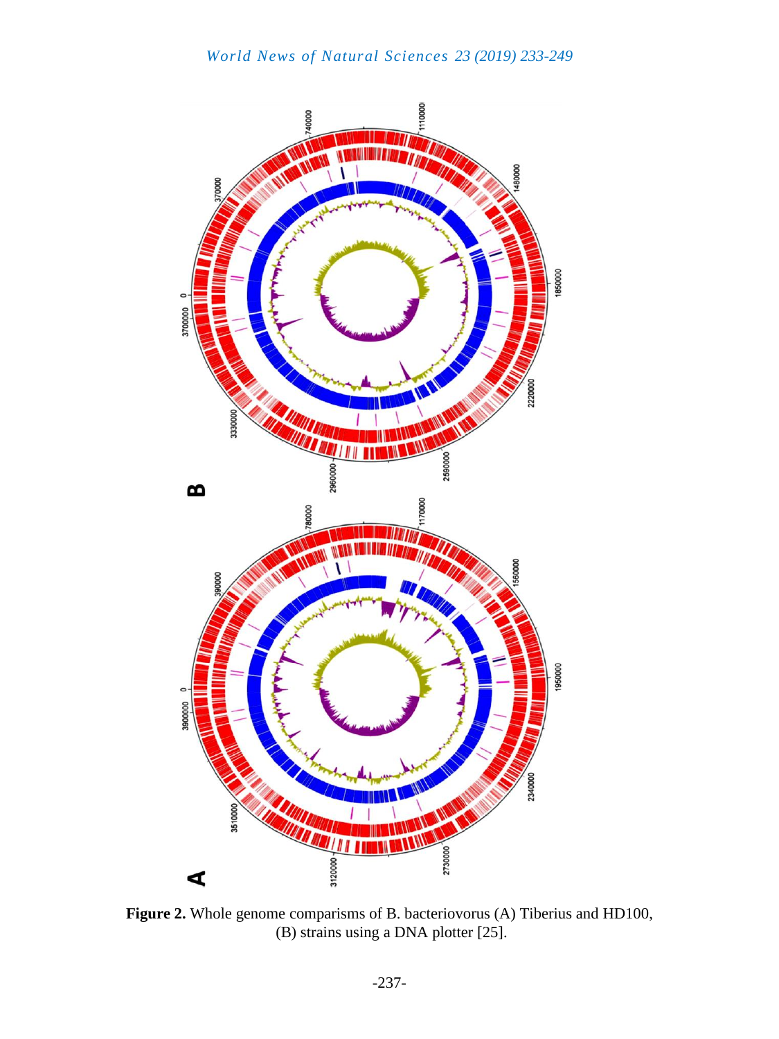**Figure 2.** Whole genome comparisms of B. bacteriovorus (A) Tiberius and HD100, (B) strains using a DNA plotter [25].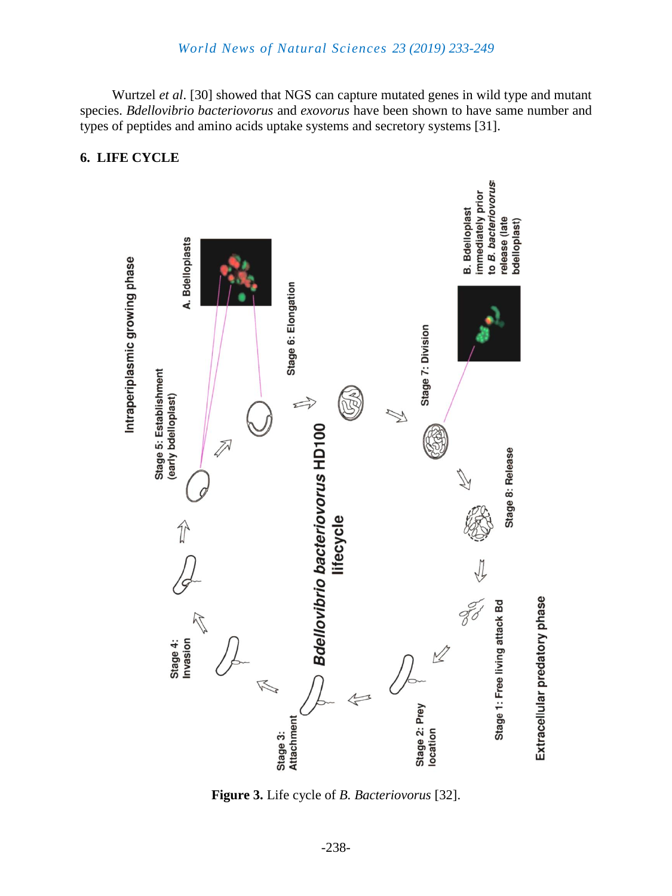Wurtzel *et al*. [30] showed that NGS can capture mutated genes in wild type and mutant species. *Bdellovibrio bacteriovorus* and *exovorus* have been shown to have same number and types of peptides and amino acids uptake systems and secretory systems [31].

## 6. LIFE CYCLE

**Figure 3.** Life cycle of *B. Bacteriovorus* [32].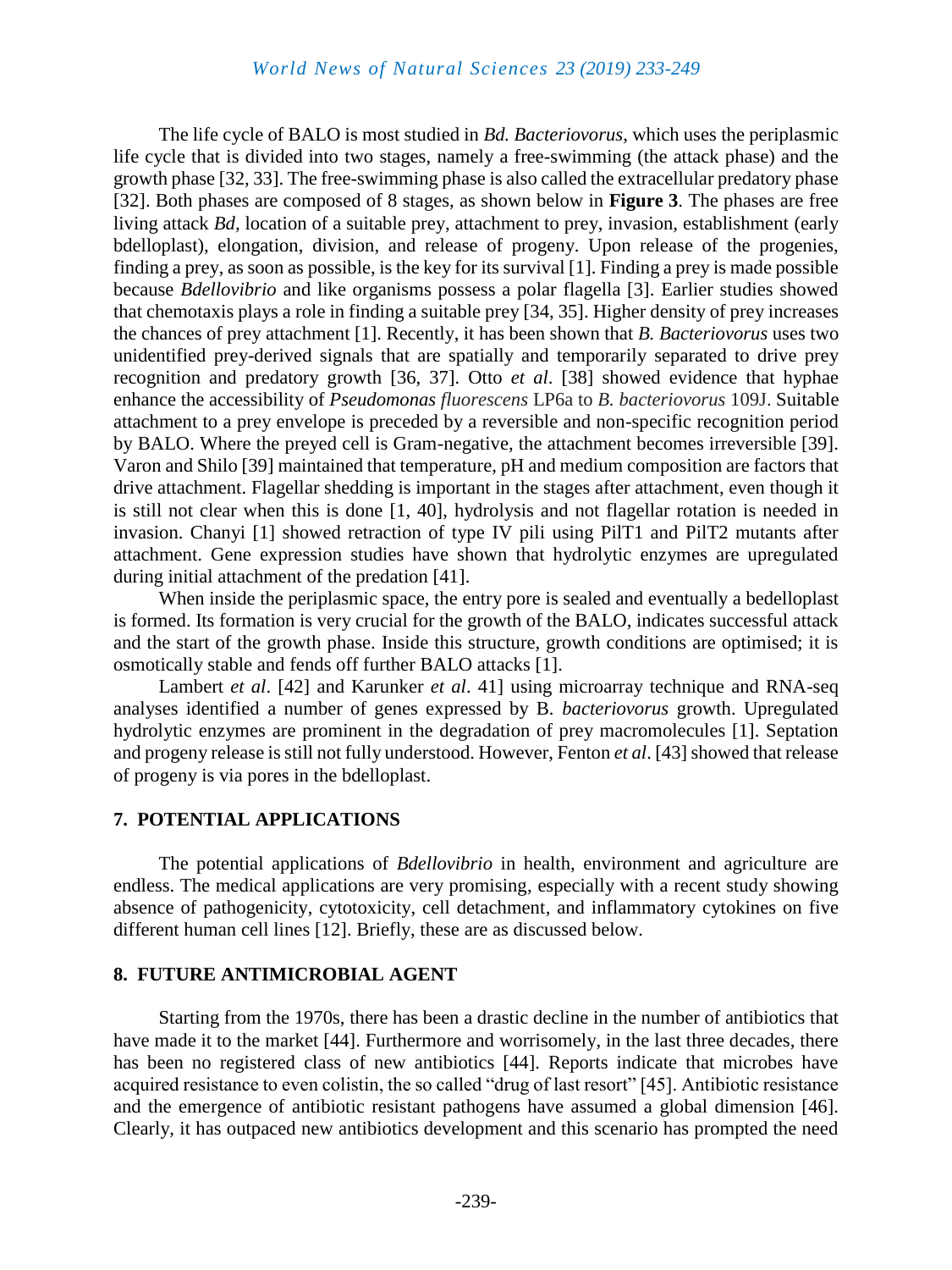The life cycle of BALO is most studied in *Bd. Bacteriovorus*, which uses the periplasmic life cycle that is divided into two stages, namely a free-swimming (the attack phase) and the growth phase [32, 33]. The free-swimming phase is also called the extracellular predatory phase [32]. Both phases are composed of 8 stages, as shown below in **Figure 3**. The phases are free living attack *Bd*, location of a suitable prey, attachment to prey, invasion, establishment (early bdelloplast), elongation, division, and release of progeny. Upon release of the progenies, finding a prey, as soon as possible, is the key for its survival [1]. Finding a prey is made possible because *Bdellovibrio* and like organisms possess a polar flagella [3]. Earlier studies showed that chemotaxis plays a role in finding a suitable prey [34, 35]. Higher density of prey increases the chances of prey attachment [1]. Recently, it has been shown that *B. Bacteriovorus* uses two unidentified prey-derived signals that are spatially and temporarily separated to drive prey recognition and predatory growth [36, 37]. Otto *et al*. [38] showed evidence that hyphae enhance the accessibility of *Pseudomonas fluorescens* LP6a to *B. bacteriovorus* 109J. Suitable attachment to a prey envelope is preceded by a reversible and non-specific recognition period by BALO. Where the preyed cell is Gram-negative, the attachment becomes irreversible [39]. Varon and Shilo [39] maintained that temperature, pH and medium composition are factors that drive attachment. Flagellar shedding is important in the stages after attachment, even though it is still not clear when this is done [1, 40], hydrolysis and not flagellar rotation is needed in invasion. Chanyi [1] showed retraction of type IV pili using PilT1 and PilT2 mutants after attachment. Gene expression studies have shown that hydrolytic enzymes are upregulated during initial attachment of the predation [41].

When inside the periplasmic space, the entry pore is sealed and eventually a bedelloplast is formed. Its formation is very crucial for the growth of the BALO, indicates successful attack and the start of the growth phase. Inside this structure, growth conditions are optimised; it is osmotically stable and fends off further BALO attacks [1].

Lambert *et al*. [42] and Karunker *et al*. 41] using microarray technique and RNA-seq analyses identified a number of genes expressed by B. *bacteriovorus* growth. Upregulated hydrolytic enzymes are prominent in the degradation of prey macromolecules [1]. Septation and progeny release is still not fully understood. However, Fenton *et al*. [43] showed that release of progeny is via pores in the bdelloplast.

## 7. POTENTIAL APPLICATIONS

The potential applications of *Bdellovibrio* in health, environment and agriculture are endless. The medical applications are very promising, especially with a recent study showing absence of pathogenicity, cytotoxicity, cell detachment, and inflammatory cytokines on five different human cell lines [12]. Briefly, these are as discussed below.

## 8. FUTURE ANTIMICROBIAL AGENT

Starting from the 1970s, there has been a drastic decline in the number of antibiotics that have made it to the market [44]. Furthermore and worrisomely, in the last three decades, there has been no registered class of new antibiotics [44]. Reports indicate that microbes have acquired resistance to even colistin, the so called "drug of last resort" [45]. Antibiotic resistance and the emergence of antibiotic resistant pathogens have assumed a global dimension [46]. Clearly, it has outpaced new antibiotics development and this scenario has prompted the need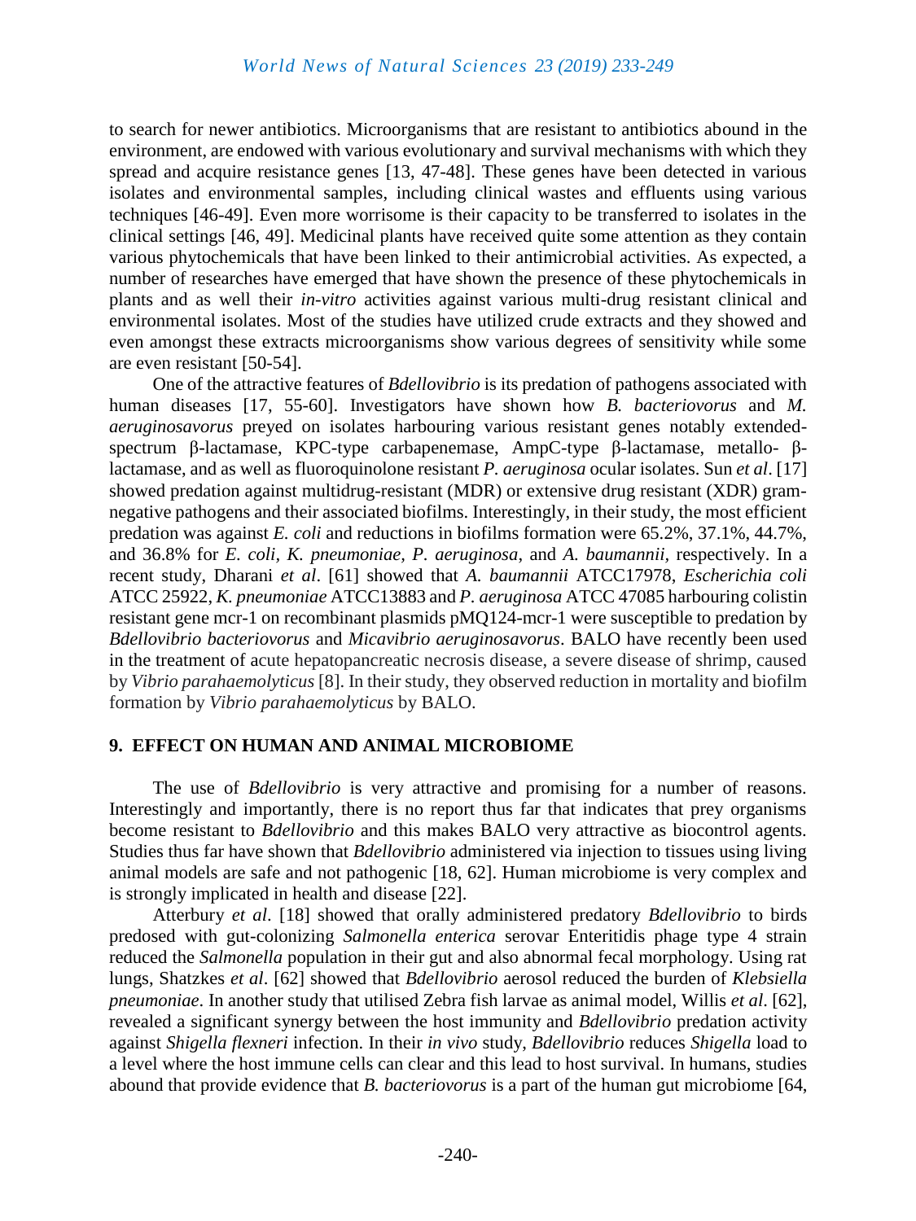to search for newer antibiotics. Microorganisms that are resistant to antibiotics abound in the environment, are endowed with various evolutionary and survival mechanisms with which they spread and acquire resistance genes [13, 47-48]. These genes have been detected in various isolates and environmental samples, including clinical wastes and effluents using various techniques [46-49]. Even more worrisome is their capacity to be transferred to isolates in the clinical settings [46, 49]. Medicinal plants have received quite some attention as they contain various phytochemicals that have been linked to their antimicrobial activities. As expected, a number of researches have emerged that have shown the presence of these phytochemicals in plants and as well their *in-vitro* activities against various multi-drug resistant clinical and environmental isolates. Most of the studies have utilized crude extracts and they showed and even amongst these extracts microorganisms show various degrees of sensitivity while some are even resistant [50-54].

One of the attractive features of *Bdellovibrio* is its predation of pathogens associated with human diseases [17, 55-60]. Investigators have shown how *B. bacteriovorus* and *M. aeruginosavorus* preyed on isolates harbouring various resistant genes notably extended-spectrum β-lactamase, KPC-type carbapenemase, AmpC-type β-lactamase, metallo- β-lactamase, and as well as fluoroquinolone resistant *P. aeruginosa* ocular isolates. Sun *et al*. [17] showed predation against multidrug-resistant (MDR) or extensive drug resistant (XDR) gram-negative pathogens and their associated biofilms. Interestingly, in their study, the most efficient predation was against *E. coli* and reductions in biofilms formation were 65.2%, 37.1%, 44.7%, and 36.8% for *E. coli, K. pneumoniae, P. aeruginosa*, and *A. baumannii*, respectively. In a recent study, Dharani *et al*. [61] showed that *A. baumannii* ATCC17978, *Escherichia coli* ATCC 25922, *K. pneumoniae* ATCC13883 and *P. aeruginosa* ATCC 47085 harbouring colistin resistant gene mcr-1 on recombinant plasmids pMQ124-mcr-1 were susceptible to predation by *Bdellovibrio bacteriovorus* and *Micavibrio aeruginosavorus*. BALO have recently been used in the treatment of acute hepatopancreatic necrosis disease, a severe disease of shrimp, caused by *Vibrio parahaemolyticus* [8]. In their study, they observed reduction in mortality and biofilm formation by *Vibrio parahaemolyticus* by BALO.

## 9. EFFECT ON HUMAN AND ANIMAL MICROBIOME

The use of *Bdellovibrio* is very attractive and promising for a number of reasons. Interestingly and importantly, there is no report thus far that indicates that prey organisms become resistant to *Bdellovibrio* and this makes BALO very attractive as biocontrol agents. Studies thus far have shown that *Bdellovibrio* administered via injection to tissues using living animal models are safe and not pathogenic [18, 62]. Human microbiome is very complex and is strongly implicated in health and disease [22].

Atterbury *et al*. [18] showed that orally administered predatory *Bdellovibrio* to birds predosed with gut-colonizing *Salmonella enterica* serovar Enteritidis phage type 4 strain reduced the *Salmonella* population in their gut and also abnormal fecal morphology. Using rat lungs, Shatzkes *et al*. [62] showed that *Bdellovibrio* aerosol reduced the burden of *Klebsiella pneumoniae*. In another study that utilised Zebra fish larvae as animal model, Willis *et al*. [62], revealed a significant synergy between the host immunity and *Bdellovibrio* predation activity against *Shigella flexneri* infection. In their *in vivo* study, *Bdellovibrio* reduces *Shigella* load to a level where the host immune cells can clear and this lead to host survival. In humans, studies abound that provide evidence that *B. bacteriovorus* is a part of the human gut microbiome [64,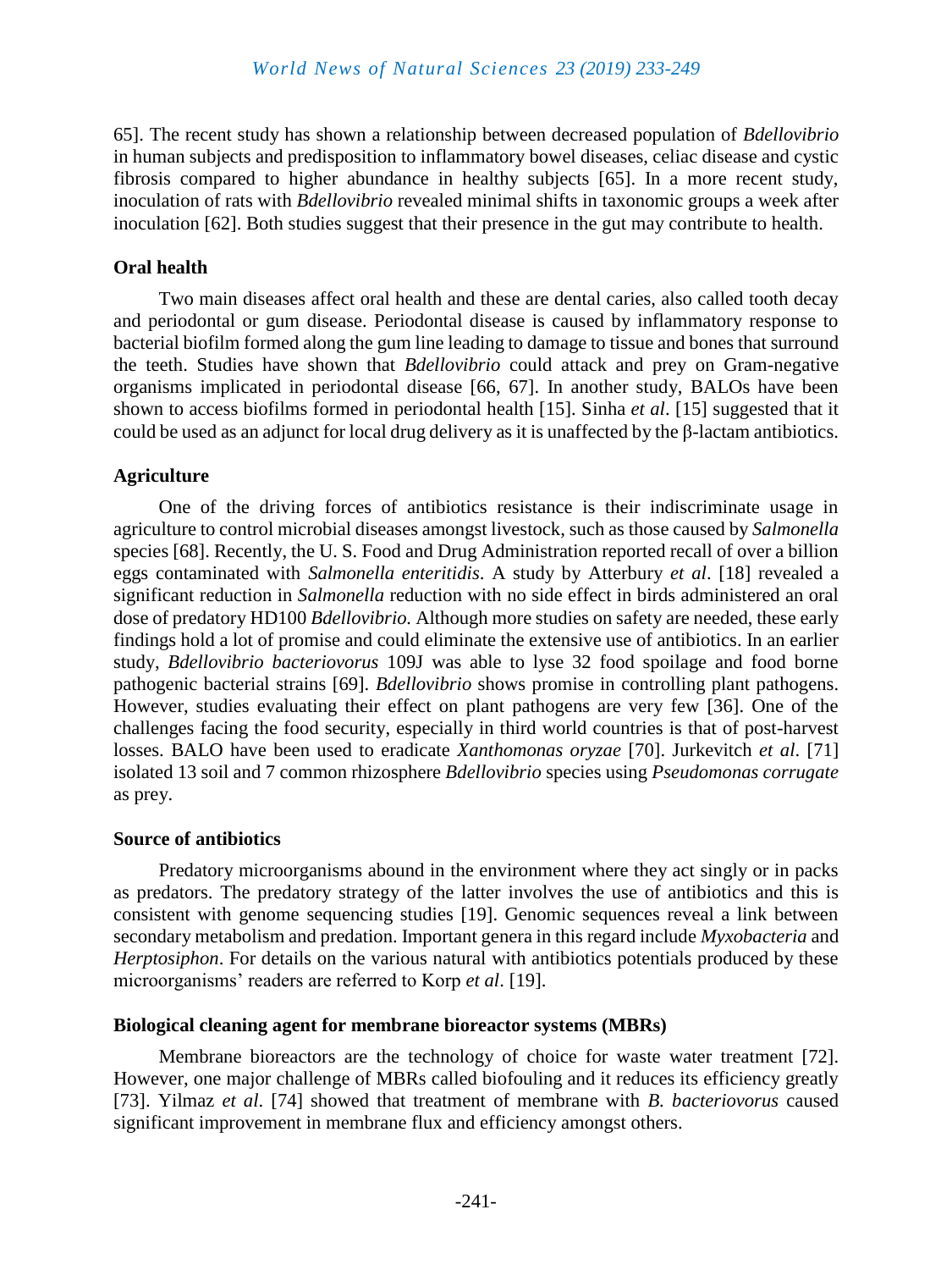65]. The recent study has shown a relationship between decreased population of *Bdellovibrio* in human subjects and predisposition to inflammatory bowel diseases, celiac disease and cystic fibrosis compared to higher abundance in healthy subjects [65]. In a more recent study, inoculation of rats with *Bdellovibrio* revealed minimal shifts in taxonomic groups a week after inoculation [62]. Both studies suggest that their presence in the gut may contribute to health.

### Oral health

Two main diseases affect oral health and these are dental caries, also called tooth decay and periodontal or gum disease. Periodontal disease is caused by inflammatory response to bacterial biofilm formed along the gum line leading to damage to tissue and bones that surround the teeth. Studies have shown that *Bdellovibrio* could attack and prey on Gram-negative organisms implicated in periodontal disease [66, 67]. In another study, BALOs have been shown to access biofilms formed in periodontal health [15]. Sinha *et al*. [15] suggested that it could be used as an adjunct for local drug delivery as it is unaffected by the β-lactam antibiotics.

### Agriculture

One of the driving forces of antibiotics resistance is their indiscriminate usage in agriculture to control microbial diseases amongst livestock, such as those caused by *Salmonella* species [68]. Recently, the U. S. Food and Drug Administration reported recall of over a billion eggs contaminated with *Salmonella enteritidis*. A study by Atterbury *et al*. [18] revealed a significant reduction in *Salmonella* reduction with no side effect in birds administered an oral dose of predatory HD100 *Bdellovibrio.* Although more studies on safety are needed, these early findings hold a lot of promise and could eliminate the extensive use of antibiotics. In an earlier study, *Bdellovibrio bacteriovorus* 109J was able to lyse 32 food spoilage and food borne pathogenic bacterial strains [69]. *Bdellovibrio* shows promise in controlling plant pathogens. However, studies evaluating their effect on plant pathogens are very few [36]. One of the challenges facing the food security, especially in third world countries is that of post-harvest losses. BALO have been used to eradicate *Xanthomonas oryzae* [70]. Jurkevitch *et al*. [71] isolated 13 soil and 7 common rhizosphere *Bdellovibrio* species using *Pseudomonas corrugate* as prey.

### Source of antibiotics

Predatory microorganisms abound in the environment where they act singly or in packs as predators. The predatory strategy of the latter involves the use of antibiotics and this is consistent with genome sequencing studies [19]. Genomic sequences reveal a link between secondary metabolism and predation. Important genera in this regard include *Myxobacteria* and *Herptosiphon*. For details on the various natural with antibiotics potentials produced by these microorganisms' readers are referred to Korp *et al*. [19].

### Biological cleaning agent for membrane bioreactor systems (MBRs)

Membrane bioreactors are the technology of choice for waste water treatment [72]. However, one major challenge of MBRs called biofouling and it reduces its efficiency greatly [73]. Yilmaz *et al*. [74] showed that treatment of membrane with *B. bacteriovorus* caused significant improvement in membrane flux and efficiency amongst others.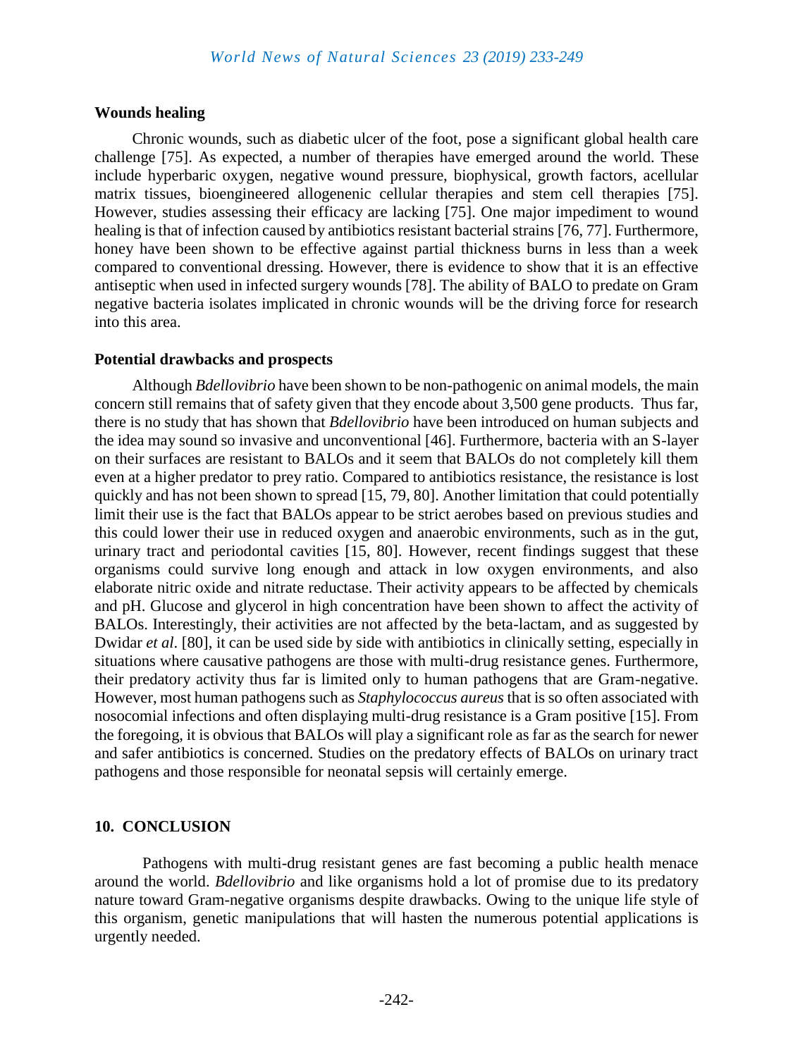### Wounds healing

Chronic wounds, such as diabetic ulcer of the foot, pose a significant global health care challenge [75]. As expected, a number of therapies have emerged around the world. These include hyperbaric oxygen, negative wound pressure, biophysical, growth factors, acellular matrix tissues, bioengineered allogenenic cellular therapies and stem cell therapies [75]. However, studies assessing their efficacy are lacking [75]. One major impediment to wound healing is that of infection caused by antibiotics resistant bacterial strains [76, 77]. Furthermore, honey have been shown to be effective against partial thickness burns in less than a week compared to conventional dressing. However, there is evidence to show that it is an effective antiseptic when used in infected surgery wounds [78]. The ability of BALO to predate on Gram negative bacteria isolates implicated in chronic wounds will be the driving force for research into this area.

### Potential drawbacks and prospects

Although *Bdellovibrio* have been shown to be non-pathogenic on animal models, the main concern still remains that of safety given that they encode about 3,500 gene products. Thus far, there is no study that has shown that *Bdellovibrio* have been introduced on human subjects and the idea may sound so invasive and unconventional [46]. Furthermore, bacteria with an S-layer on their surfaces are resistant to BALOs and it seem that BALOs do not completely kill them even at a higher predator to prey ratio. Compared to antibiotics resistance, the resistance is lost quickly and has not been shown to spread [15, 79, 80]. Another limitation that could potentially limit their use is the fact that BALOs appear to be strict aerobes based on previous studies and this could lower their use in reduced oxygen and anaerobic environments, such as in the gut, urinary tract and periodontal cavities [15, 80]. However, recent findings suggest that these organisms could survive long enough and attack in low oxygen environments, and also elaborate nitric oxide and nitrate reductase. Their activity appears to be affected by chemicals and pH. Glucose and glycerol in high concentration have been shown to affect the activity of BALOs. Interestingly, their activities are not affected by the beta-lactam, and as suggested by Dwidar *et al*. [80], it can be used side by side with antibiotics in clinically setting, especially in situations where causative pathogens are those with multi-drug resistance genes. Furthermore, their predatory activity thus far is limited only to human pathogens that are Gram-negative. However, most human pathogens such as *Staphylococcus aureus* that is so often associated with nosocomial infections and often displaying multi-drug resistance is a Gram positive [15]. From the foregoing, it is obvious that BALOs will play a significant role as far as the search for newer and safer antibiotics is concerned. Studies on the predatory effects of BALOs on urinary tract pathogens and those responsible for neonatal sepsis will certainly emerge.

## 10. CONCLUSION

Pathogens with multi-drug resistant genes are fast becoming a public health menace around the world. *Bdellovibrio* and like organisms hold a lot of promise due to its predatory nature toward Gram-negative organisms despite drawbacks. Owing to the unique life style of this organism, genetic manipulations that will hasten the numerous potential applications is urgently needed.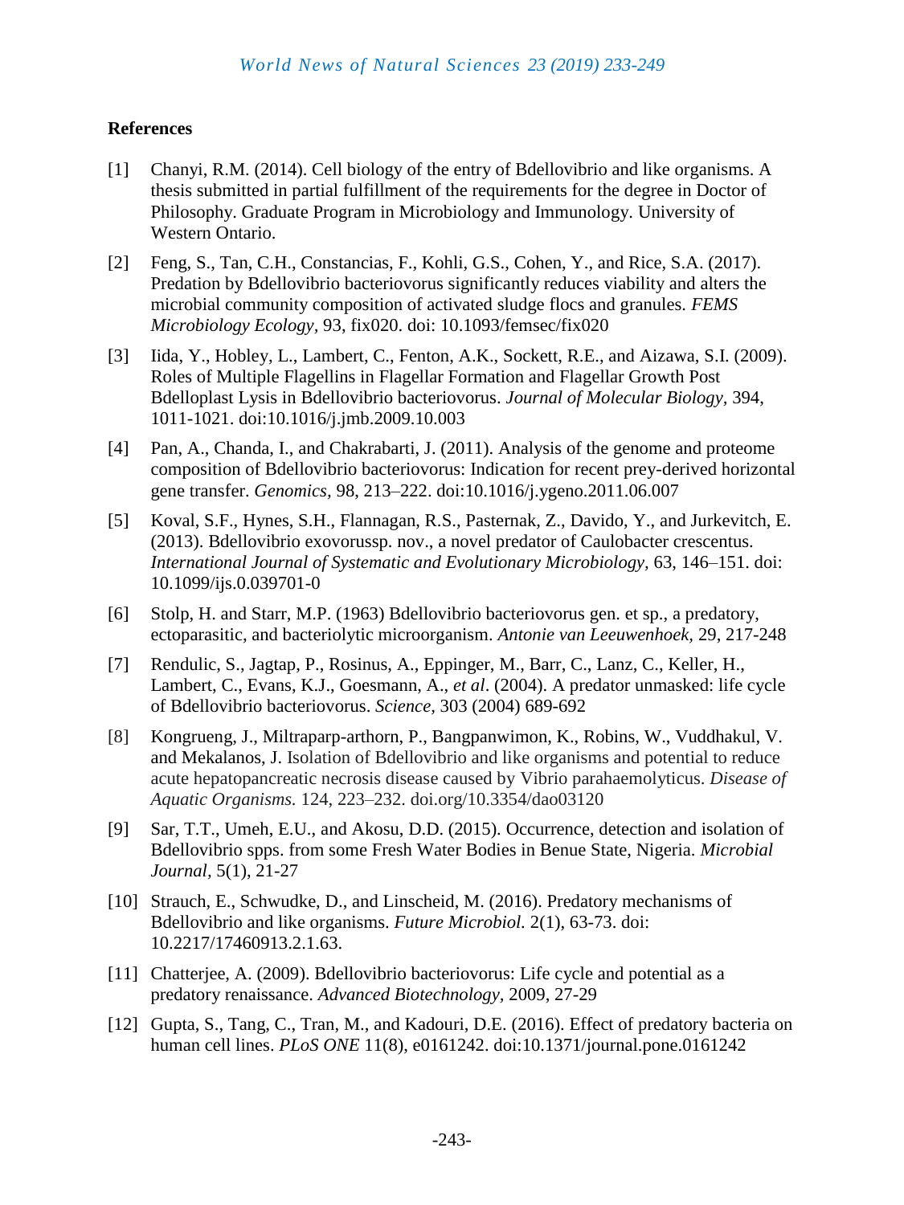## References

[1] Chanyi, R.M. (2014). Cell biology of the entry of Bdellovibrio and like organisms. A thesis submitted in partial fulfillment of the requirements for the degree in Doctor of Philosophy. Graduate Program in Microbiology and Immunology. University of Western Ontario.

[2] Feng, S., Tan, C.H., Constancias, F., Kohli, G.S., Cohen, Y., and Rice, S.A. (2017). Predation by Bdellovibrio bacteriovorus significantly reduces viability and alters the microbial community composition of activated sludge flocs and granules. *FEMS Microbiology Ecology*, 93, fix020. doi: 10.1093/femsec/fix020

[3] Iida, Y., Hobley, L., Lambert, C., Fenton, A.K., Sockett, R.E., and Aizawa, S.I. (2009). Roles of Multiple Flagellins in Flagellar Formation and Flagellar Growth Post Bdelloplast Lysis in Bdellovibrio bacteriovorus. *Journal of Molecular Biology*, 394, 1011-1021. doi:10.1016/j.jmb.2009.10.003

[4] Pan, A., Chanda, I., and Chakrabarti, J. (2011). Analysis of the genome and proteome composition of Bdellovibrio bacteriovorus: Indication for recent prey-derived horizontal gene transfer. *Genomics,* 98, 213–222. doi:10.1016/j.ygeno.2011.06.007

[5] Koval, S.F., Hynes, S.H., Flannagan, R.S., Pasternak, Z., Davido, Y., and Jurkevitch, E. (2013). Bdellovibrio exovorussp. nov., a novel predator of Caulobacter crescentus. *International Journal of Systematic and Evolutionary Microbiology,* 63, 146–151. doi: 10.1099/ijs.0.039701-0

[6] Stolp, H. and Starr, M.P. (1963) Bdellovibrio bacteriovorus gen. et sp., a predatory, ectoparasitic, and bacteriolytic microorganism. *Antonie van Leeuwenhoek,* 29, 217-248

[7] Rendulic, S., Jagtap, P., Rosinus, A., Eppinger, M., Barr, C., Lanz, C., Keller, H., Lambert, C., Evans, K.J., Goesmann, A., *et al*. (2004). A predator unmasked: life cycle of Bdellovibrio bacteriovorus. *Science,* 303 (2004) 689-692

[8] Kongrueng, J., Miltraparp-arthorn, P., Bangpanwimon, K., Robins, W., Vuddhakul, V. and Mekalanos, J. Isolation of Bdellovibrio and like organisms and potential to reduce acute hepatopancreatic necrosis disease caused by Vibrio parahaemolyticus. *Disease of Aquatic Organisms.* 124, 223–232. doi.org/10.3354/dao03120

[9] Sar, T.T., Umeh, E.U., and Akosu, D.D. (2015). Occurrence, detection and isolation of Bdellovibrio spps. from some Fresh Water Bodies in Benue State, Nigeria. *Microbial Journal*, 5(1), 21-27

[10] Strauch, E., Schwudke, D., and Linscheid, M. (2016). Predatory mechanisms of Bdellovibrio and like organisms. *Future Microbiol.* 2(1), 63-73. doi: 10.2217/17460913.2.1.63.

[11] Chatterjee, A. (2009). Bdellovibrio bacteriovorus: Life cycle and potential as a predatory renaissance. *Advanced Biotechnology,* 2009, 27-29

[12] Gupta, S., Tang, C., Tran, M., and Kadouri, D.E. (2016). Effect of predatory bacteria on human cell lines. *PLoS ONE* 11(8), e0161242. doi:10.1371/journal.pone.0161242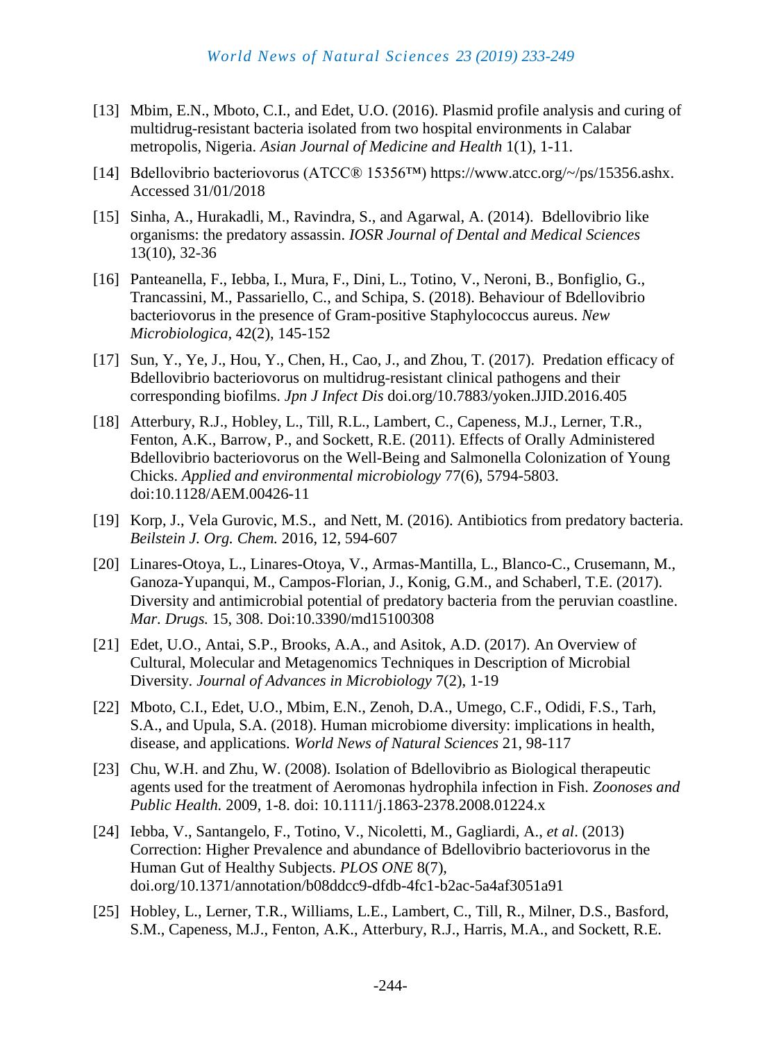[13] Mbim, E.N., Mboto, C.I., and Edet, U.O. (2016). Plasmid profile analysis and curing of multidrug-resistant bacteria isolated from two hospital environments in Calabar metropolis, Nigeria. *Asian Journal of Medicine and Health* 1(1), 1-11.

[14] Bdellovibrio bacteriovorus (ATCC® 15356™) https://www.atcc.org/~/ps/15356.ashx. Accessed 31/01/2018

[15] Sinha, A., Hurakadli, M., Ravindra, S., and Agarwal, A. (2014). Bdellovibrio like organisms: the predatory assassin. *IOSR Journal of Dental and Medical Sciences* 13(10), 32-36

[16] Panteanella, F., Iebba, I., Mura, F., Dini, L., Totino, V., Neroni, B., Bonfiglio, G., Trancassini, M., Passariello, C., and Schipa, S. (2018). Behaviour of Bdellovibrio bacteriovorus in the presence of Gram-positive Staphylococcus aureus. *New Microbiologica,* 42(2), 145-152

[17] Sun, Y., Ye, J., Hou, Y., Chen, H., Cao, J., and Zhou, T. (2017). Predation efficacy of Bdellovibrio bacteriovorus on multidrug-resistant clinical pathogens and their corresponding biofilms. *Jpn J Infect Dis* doi.org/10.7883/yoken.JJID.2016.405

[18] Atterbury, R.J., Hobley, L., Till, R.L., Lambert, C., Capeness, M.J., Lerner, T.R., Fenton, A.K., Barrow, P., and Sockett, R.E. (2011). Effects of Orally Administered Bdellovibrio bacteriovorus on the Well-Being and Salmonella Colonization of Young Chicks. *Applied and environmental microbiology* 77(6), 5794-5803. doi:10.1128/AEM.00426-11

[19] Korp, J., Vela Gurovic, M.S., and Nett, M. (2016). Antibiotics from predatory bacteria. *Beilstein J. Org. Chem.* 2016, 12, 594-607

[20] Linares-Otoya, L., Linares-Otoya, V., Armas-Mantilla, L., Blanco-C., Crusemann, M., Ganoza-Yupanqui, M., Campos-Florian, J., Konig, G.M., and Schaberl, T.E. (2017). Diversity and antimicrobial potential of predatory bacteria from the peruvian coastline. *Mar. Drugs.* 15, 308. Doi:10.3390/md15100308

[21] Edet, U.O., Antai, S.P., Brooks, A.A., and Asitok, A.D. (2017). An Overview of Cultural, Molecular and Metagenomics Techniques in Description of Microbial Diversity. *Journal of Advances in Microbiology* 7(2), 1-19

[22] Mboto, C.I., Edet, U.O., Mbim, E.N., Zenoh, D.A., Umego, C.F., Odidi, F.S., Tarh, S.A., and Upula, S.A. (2018). Human microbiome diversity: implications in health, disease, and applications. *World News of Natural Sciences* 21, 98-117

[23] Chu, W.H. and Zhu, W. (2008). Isolation of Bdellovibrio as Biological therapeutic agents used for the treatment of Aeromonas hydrophila infection in Fish. *Zoonoses and Public Health.* 2009, 1-8. doi: 10.1111/j.1863-2378.2008.01224.x

[24] Iebba, V., Santangelo, F., Totino, V., Nicoletti, M., Gagliardi, A., *et al*. (2013) Correction: Higher Prevalence and abundance of Bdellovibrio bacteriovorus in the Human Gut of Healthy Subjects. *PLOS ONE* 8(7), doi.org/10.1371/annotation/b08ddcc9-dfdb-4fc1-b2ac-5a4af3051a91

[25] Hobley, L., Lerner, T.R., Williams, L.E., Lambert, C., Till, R., Milner, D.S., Basford, S.M., Capeness, M.J., Fenton, A.K., Atterbury, R.J., Harris, M.A., and Sockett, R.E.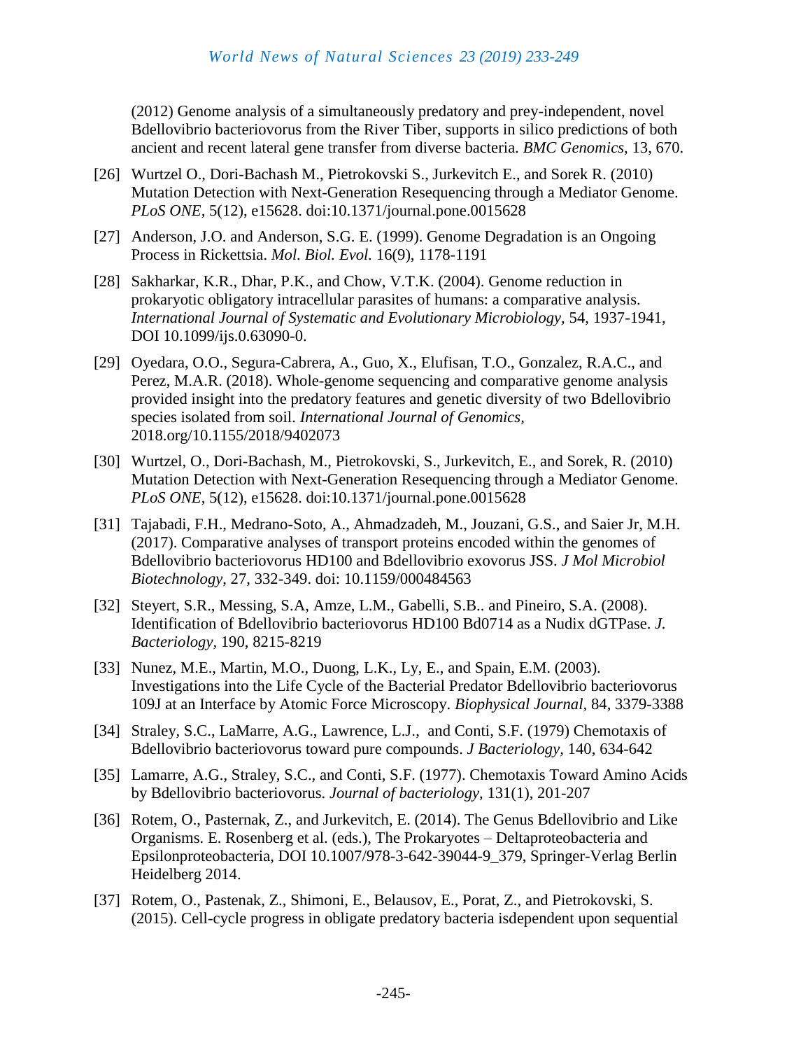(2012) Genome analysis of a simultaneously predatory and prey-independent, novel Bdellovibrio bacteriovorus from the River Tiber, supports in silico predictions of both ancient and recent lateral gene transfer from diverse bacteria. *BMC Genomics*, 13, 670.

[26] Wurtzel O., Dori-Bachash M., Pietrokovski S., Jurkevitch E., and Sorek R. (2010) Mutation Detection with Next-Generation Resequencing through a Mediator Genome. *PLoS ONE*, 5(12), e15628. doi:10.1371/journal.pone.0015628

[27] Anderson, J.O. and Anderson, S.G. E. (1999). Genome Degradation is an Ongoing Process in Rickettsia. *Mol. Biol. Evol.* 16(9), 1178-1191

[28] Sakharkar, K.R., Dhar, P.K., and Chow, V.T.K. (2004). Genome reduction in prokaryotic obligatory intracellular parasites of humans: a comparative analysis. *International Journal of Systematic and Evolutionary Microbiology*, 54, 1937-1941, DOI 10.1099/ijs.0.63090-0.

[29] Oyedara, O.O., Segura-Cabrera, A., Guo, X., Elufisan, T.O., Gonzalez, R.A.C., and Perez, M.A.R. (2018). Whole-genome sequencing and comparative genome analysis provided insight into the predatory features and genetic diversity of two Bdellovibrio species isolated from soil. *International Journal of Genomics*, 2018.org/10.1155/2018/9402073

[30] Wurtzel, O., Dori-Bachash, M., Pietrokovski, S., Jurkevitch, E., and Sorek, R. (2010) Mutation Detection with Next-Generation Resequencing through a Mediator Genome. *PLoS ONE*, 5(12), e15628. doi:10.1371/journal.pone.0015628

[31] Tajabadi, F.H., Medrano-Soto, A., Ahmadzadeh, M., Jouzani, G.S., and Saier Jr, M.H. (2017). Comparative analyses of transport proteins encoded within the genomes of Bdellovibrio bacteriovorus HD100 and Bdellovibrio exovorus JSS. *J Mol Microbiol Biotechnology*, 27, 332-349. doi: 10.1159/000484563

[32] Steyert, S.R., Messing, S.A, Amze, L.M., Gabelli, S.B.. and Pineiro, S.A. (2008). Identification of Bdellovibrio bacteriovorus HD100 Bd0714 as a Nudix dGTPase. *J. Bacteriology*, 190, 8215-8219

[33] Nunez, M.E., Martin, M.O., Duong, L.K., Ly, E., and Spain, E.M. (2003). Investigations into the Life Cycle of the Bacterial Predator Bdellovibrio bacteriovorus 109J at an Interface by Atomic Force Microscopy. *Biophysical Journal*, 84, 3379-3388

[34] Straley, S.C., LaMarre, A.G., Lawrence, L.J., and Conti, S.F. (1979) Chemotaxis of Bdellovibrio bacteriovorus toward pure compounds. *J Bacteriology*, 140, 634-642

[35] Lamarre, A.G., Straley, S.C., and Conti, S.F. (1977). Chemotaxis Toward Amino Acids by Bdellovibrio bacteriovorus. *Journal of bacteriology*, 131(1), 201-207

[36] Rotem, O., Pasternak, Z., and Jurkevitch, E. (2014). The Genus Bdellovibrio and Like Organisms. E. Rosenberg et al. (eds.), The Prokaryotes – Deltaproteobacteria and Epsilonproteobacteria, DOI 10.1007/978-3-642-39044-9_379, Springer-Verlag Berlin Heidelberg 2014.

[37] Rotem, O., Pastenak, Z., Shimoni, E., Belausov, E., Porat, Z., and Pietrokovski, S. (2015). Cell-cycle progress in obligate predatory bacteria isdependent upon sequential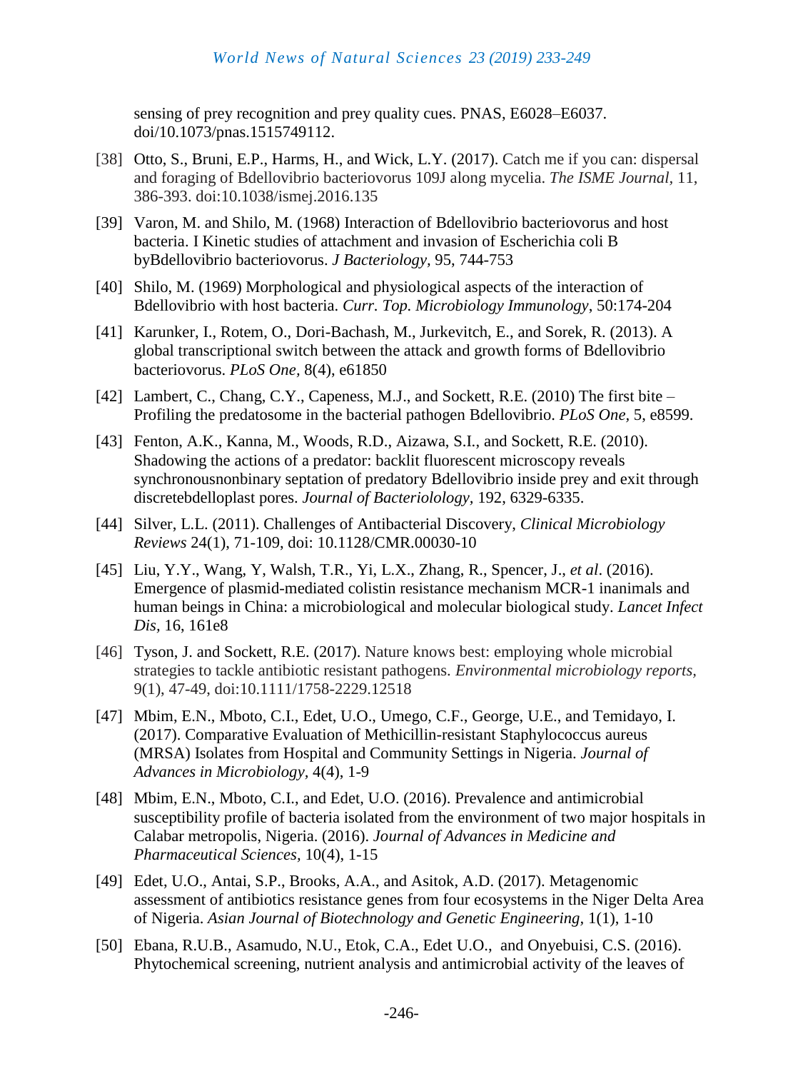sensing of prey recognition and prey quality cues. PNAS, E6028–E6037. doi/10.1073/pnas.1515749112.

[38] Otto, S., Bruni, E.P., Harms, H., and Wick, L.Y. (2017). Catch me if you can: dispersal and foraging of Bdellovibrio bacteriovorus 109J along mycelia. *The ISME Journal*, 11, 386-393. doi:10.1038/ismej.2016.135

[39] Varon, M. and Shilo, M. (1968) Interaction of Bdellovibrio bacteriovorus and host bacteria. I Kinetic studies of attachment and invasion of Escherichia coli B byBdellovibrio bacteriovorus. *J Bacteriology*, 95, 744-753

[40] Shilo, M. (1969) Morphological and physiological aspects of the interaction of Bdellovibrio with host bacteria. *Curr. Top. Microbiology Immunology*, 50:174-204

[41] Karunker, I., Rotem, O., Dori-Bachash, M., Jurkevitch, E., and Sorek, R. (2013). A global transcriptional switch between the attack and growth forms of Bdellovibrio bacteriovorus. *PLoS One*, 8(4), e61850

[42] Lambert, C., Chang, C.Y., Capeness, M.J., and Sockett, R.E. (2010) The first bite – Profiling the predatosome in the bacterial pathogen Bdellovibrio. *PLoS One*, 5, e8599.

[43] Fenton, A.K., Kanna, M., Woods, R.D., Aizawa, S.I., and Sockett, R.E. (2010). Shadowing the actions of a predator: backlit fluorescent microscopy reveals synchronousnonbinary septation of predatory Bdellovibrio inside prey and exit through discretebdelloplast pores. *Journal of Bacteriolology*, 192, 6329-6335.

[44] Silver, L.L. (2011). Challenges of Antibacterial Discovery, *Clinical Microbiology Reviews* 24(1), 71-109, doi: 10.1128/CMR.00030-10

[45] Liu, Y.Y., Wang, Y, Walsh, T.R., Yi, L.X., Zhang, R., Spencer, J., *et al*. (2016). Emergence of plasmid-mediated colistin resistance mechanism MCR-1 inanimals and human beings in China: a microbiological and molecular biological study. *Lancet Infect Dis*, 16, 161e8

[46] Tyson, J. and Sockett, R.E. (2017). Nature knows best: employing whole microbial strategies to tackle antibiotic resistant pathogens. *Environmental microbiology reports*, 9(1), 47-49, doi:10.1111/1758-2229.12518

[47] Mbim, E.N., Mboto, C.I., Edet, U.O., Umego, C.F., George, U.E., and Temidayo, I. (2017). Comparative Evaluation of Methicillin-resistant Staphylococcus aureus (MRSA) Isolates from Hospital and Community Settings in Nigeria. *Journal of Advances in Microbiology*, 4(4), 1-9

[48] Mbim, E.N., Mboto, C.I., and Edet, U.O. (2016). Prevalence and antimicrobial susceptibility profile of bacteria isolated from the environment of two major hospitals in Calabar metropolis, Nigeria. (2016). *Journal of Advances in Medicine and Pharmaceutical Sciences*, 10(4), 1-15

[49] Edet, U.O., Antai, S.P., Brooks, A.A., and Asitok, A.D. (2017). Metagenomic assessment of antibiotics resistance genes from four ecosystems in the Niger Delta Area of Nigeria. *Asian Journal of Biotechnology and Genetic Engineering*, 1(1), 1-10

[50] Ebana, R.U.B., Asamudo, N.U., Etok, C.A., Edet U.O., and Onyebuisi, C.S. (2016). Phytochemical screening, nutrient analysis and antimicrobial activity of the leaves of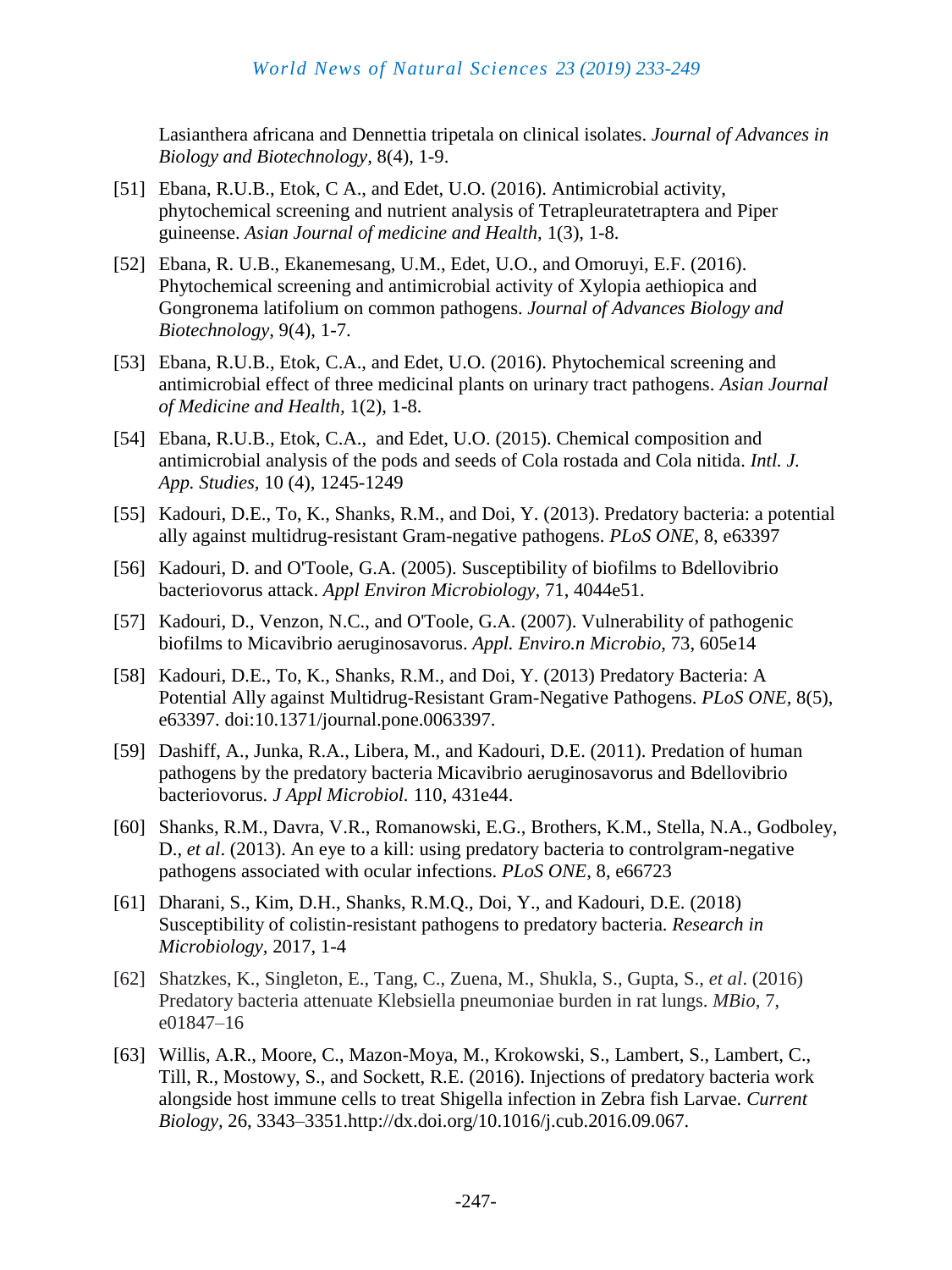Lasianthera africana and Dennettia tripetala on clinical isolates. *Journal of Advances in Biology and Biotechnology,* 8(4), 1-9.

[51] Ebana, R.U.B., Etok, C A., and Edet, U.O. (2016). Antimicrobial activity, phytochemical screening and nutrient analysis of Tetrapleuratetraptera and Piper guineense. *Asian Journal of medicine and Health,* 1(3), 1-8.

[52] Ebana, R. U.B., Ekanemesang, U.M., Edet, U.O., and Omoruyi, E.F. (2016). Phytochemical screening and antimicrobial activity of Xylopia aethiopica and Gongronema latifolium on common pathogens. *Journal of Advances Biology and Biotechnology,* 9(4), 1-7.

[53] Ebana, R.U.B., Etok, C.A., and Edet, U.O. (2016). Phytochemical screening and antimicrobial effect of three medicinal plants on urinary tract pathogens. *Asian Journal of Medicine and Health,* 1(2), 1-8.

[54] Ebana, R.U.B., Etok, C.A., and Edet, U.O. (2015). Chemical composition and antimicrobial analysis of the pods and seeds of Cola rostada and Cola nitida. *Intl. J. App. Studies,* 10 (4), 1245-1249

[55] Kadouri, D.E., To, K., Shanks, R.M., and Doi, Y. (2013). Predatory bacteria: a potential ally against multidrug-resistant Gram-negative pathogens. *PLoS ONE,* 8, e63397

[56] Kadouri, D. and O'Toole, G.A. (2005). Susceptibility of biofilms to Bdellovibrio bacteriovorus attack. *Appl Environ Microbiology,* 71, 4044e51.

[57] Kadouri, D., Venzon, N.C., and O'Toole, G.A. (2007). Vulnerability of pathogenic biofilms to Micavibrio aeruginosavorus. *Appl. Enviro.n Microbio,* 73, 605e14

[58] Kadouri, D.E., To, K., Shanks, R.M., and Doi, Y. (2013) Predatory Bacteria: A Potential Ally against Multidrug-Resistant Gram-Negative Pathogens. *PLoS ONE,* 8(5), e63397. doi:10.1371/journal.pone.0063397.

[59] Dashiff, A., Junka, R.A., Libera, M., and Kadouri, D.E. (2011). Predation of human pathogens by the predatory bacteria Micavibrio aeruginosavorus and Bdellovibrio bacteriovorus. *J Appl Microbiol.* 110, 431e44.

[60] Shanks, R.M., Davra, V.R., Romanowski, E.G., Brothers, K.M., Stella, N.A., Godboley, D., *et al*. (2013). An eye to a kill: using predatory bacteria to controlgram-negative pathogens associated with ocular infections. *PLoS ONE,* 8, e66723

[61] Dharani, S., Kim, D.H., Shanks, R.M.Q., Doi, Y., and Kadouri, D.E. (2018) Susceptibility of colistin-resistant pathogens to predatory bacteria. *Research in Microbiology,* 2017, 1-4

[62] Shatzkes, K., Singleton, E., Tang, C., Zuena, M., Shukla, S., Gupta, S., *et al*. (2016) Predatory bacteria attenuate Klebsiella pneumoniae burden in rat lungs. *MBio,* 7, e01847–16

[63] Willis, A.R., Moore, C., Mazon-Moya, M., Krokowski, S., Lambert, S., Lambert, C., Till, R., Mostowy, S., and Sockett, R.E. (2016). Injections of predatory bacteria work alongside host immune cells to treat Shigella infection in Zebra fish Larvae. *Current Biology,* 26, 3343–3351.http://dx.doi.org/10.1016/j.cub.2016.09.067.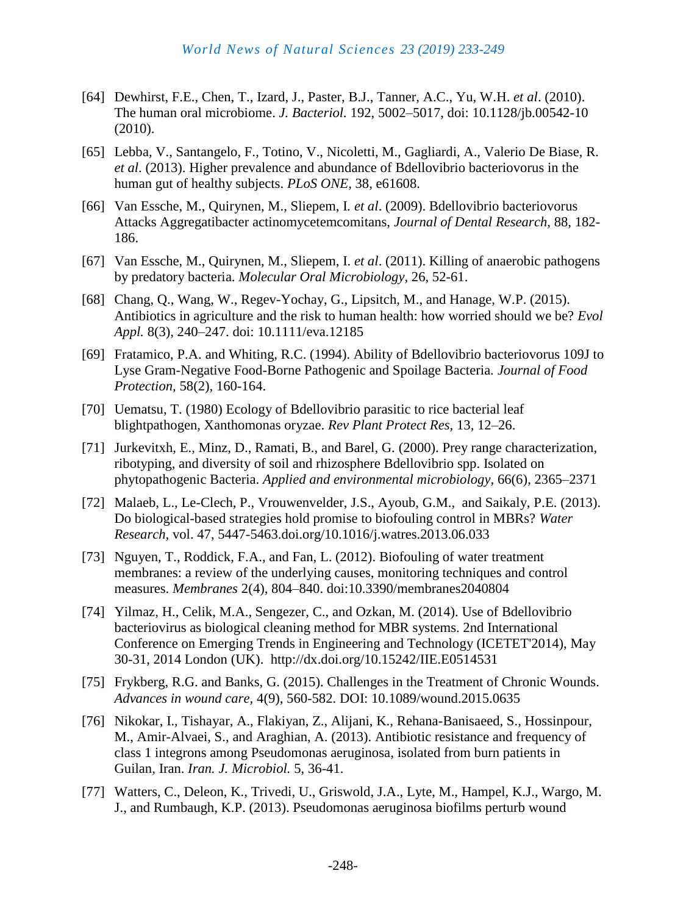[64] Dewhirst, F.E., Chen, T., Izard, J., Paster, B.J., Tanner, A.C., Yu, W.H. *et al*. (2010). The human oral microbiome. *J. Bacteriol.* 192, 5002–5017, doi: 10.1128/jb.00542-10 (2010).

[65] Lebba, V., Santangelo, F., Totino, V., Nicoletti, M., Gagliardi, A., Valerio De Biase, R. *et al*. (2013). Higher prevalence and abundance of Bdellovibrio bacteriovorus in the human gut of healthy subjects. *PLoS ONE,* 38, e61608.

[66] Van Essche, M., Quirynen, M., Sliepem, I. *et al*. (2009). Bdellovibrio bacteriovorus Attacks Aggregatibacter actinomycetemcomitans, *Journal of Dental Research,* 88, 182-186.

[67] Van Essche, M., Quirynen, M., Sliepem, I. *et al*. (2011). Killing of anaerobic pathogens by predatory bacteria. *Molecular Oral Microbiology,* 26, 52-61.

[68] Chang, Q., Wang, W., Regev-Yochay, G., Lipsitch, M., and Hanage, W.P. (2015). Antibiotics in agriculture and the risk to human health: how worried should we be? *Evol Appl.* 8(3), 240–247. doi: 10.1111/eva.12185

[69] Fratamico, P.A. and Whiting, R.C. (1994). Ability of Bdellovibrio bacteriovorus 109J to Lyse Gram-Negative Food-Borne Pathogenic and Spoilage Bacteria. *Journal of Food Protection,* 58(2), 160-164.

[70] Uematsu, T. (1980) Ecology of Bdellovibrio parasitic to rice bacterial leaf blightpathogen, Xanthomonas oryzae. *Rev Plant Protect Res,* 13, 12–26.

[71] Jurkevitxh, E., Minz, D., Ramati, B., and Barel, G. (2000). Prey range characterization, ribotyping, and diversity of soil and rhizosphere Bdellovibrio spp. Isolated on phytopathogenic Bacteria. *Applied and environmental microbiology,* 66(6), 2365–2371

[72] Malaeb, L., Le-Clech, P., Vrouwenvelder, J.S., Ayoub, G.M., and Saikaly, P.E. (2013). Do biological-based strategies hold promise to biofouling control in MBRs? *Water Research,* vol. 47, 5447-5463.doi.org/10.1016/j.watres.2013.06.033

[73] Nguyen, T., Roddick, F.A., and Fan, L. (2012). Biofouling of water treatment membranes: a review of the underlying causes, monitoring techniques and control measures. *Membranes* 2(4), 804–840. doi:10.3390/membranes2040804

[74] Yilmaz, H., Celik, M.A., Sengezer, C., and Ozkan, M. (2014). Use of Bdellovibrio bacteriovirus as biological cleaning method for MBR systems. 2nd International Conference on Emerging Trends in Engineering and Technology (ICETET'2014), May 30-31, 2014 London (UK). http://dx.doi.org/10.15242/IIE.E0514531

[75] Frykberg, R.G. and Banks, G. (2015). Challenges in the Treatment of Chronic Wounds. *Advances in wound care,* 4(9), 560-582. DOI: 10.1089/wound.2015.0635

[76] Nikokar, I., Tishayar, A., Flakiyan, Z., Alijani, K., Rehana-Banisaeed, S., Hossinpour, M., Amir-Alvaei, S., and Araghian, A. (2013). Antibiotic resistance and frequency of class 1 integrons among Pseudomonas aeruginosa, isolated from burn patients in Guilan, Iran. *Iran. J. Microbiol.* 5, 36-41.

[77] Watters, C., Deleon, K., Trivedi, U., Griswold, J.A., Lyte, M., Hampel, K.J., Wargo, M. J., and Rumbaugh, K.P. (2013). Pseudomonas aeruginosa biofilms perturb wound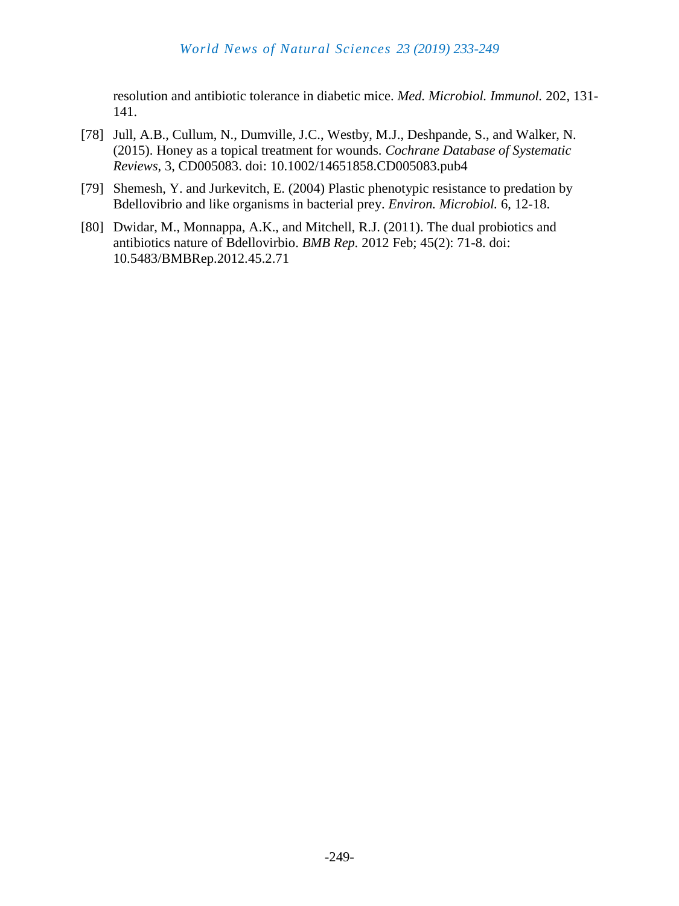resolution and antibiotic tolerance in diabetic mice. *Med. Microbiol. Immunol.* 202, 131-141.

[78] Jull, A.B., Cullum, N., Dumville, J.C., Westby, M.J., Deshpande, S., and Walker, N. (2015). Honey as a topical treatment for wounds. *Cochrane Database of Systematic Reviews*, 3, CD005083. doi: 10.1002/14651858.CD005083.pub4

[79] Shemesh, Y. and Jurkevitch, E. (2004) Plastic phenotypic resistance to predation by Bdellovibrio and like organisms in bacterial prey. *Environ. Microbiol.* 6, 12-18.

[80] Dwidar, M., Monnappa, A.K., and Mitchell, R.J. (2011). The dual probiotics and antibiotics nature of Bdellovirbio. *BMB Rep.* 2012 Feb; 45(2): 71-8. doi: 10.5483/BMBRep.2012.45.2.71